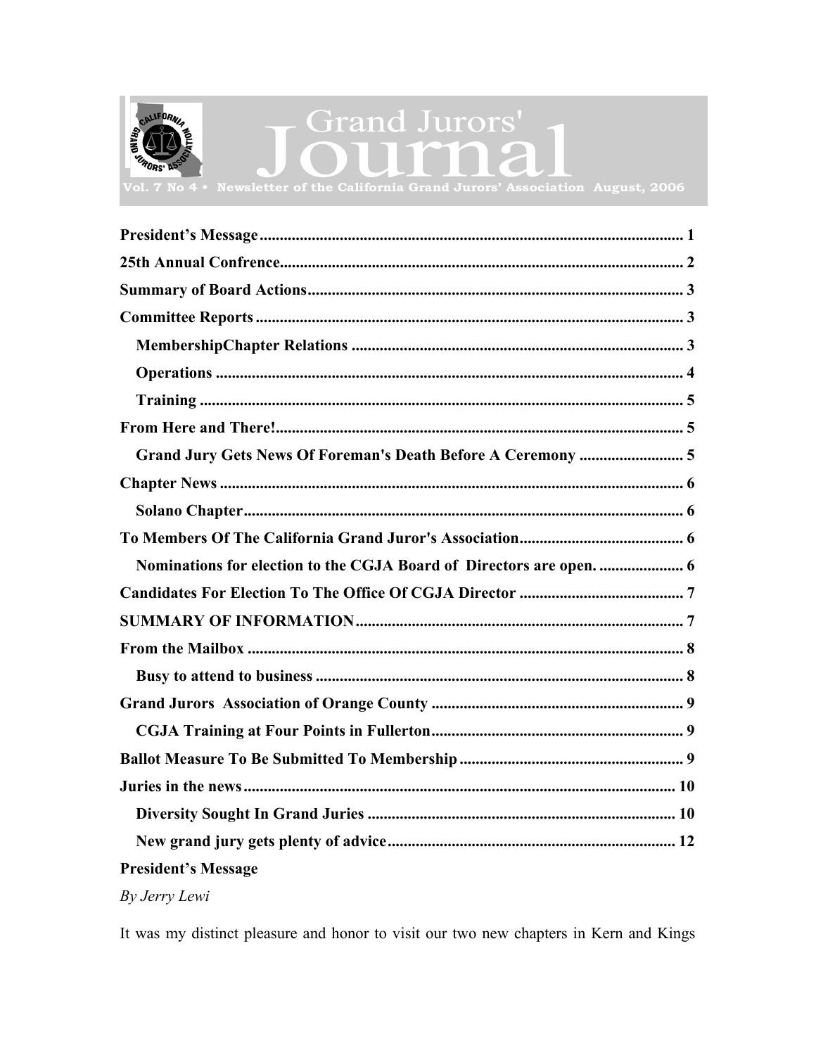# Grand Jurors' Journal

**Vol. 7 No 4 • Newsletter of the California Grand Jurors' Association August, 2006**

**President's Message** ......... 1

**25th Annual Confrence** ......... 2

**Summary of Board Actions** ......... 3

**Committee Reports** ......... 3

- **MembershipChapter Relations** ......... 3
- **Operations** ......... 4
- **Training** ......... 5

**From Here and There!** ......... 5

- **Grand Jury Gets News Of Foreman's Death Before A Ceremony** ......... 5

**Chapter News** ......... 6

- **Solano Chapter** ......... 6

**To Members Of The California Grand Juror's Association** ......... 6

- **Nominations for election to the CGJA Board of Directors are open.** ......... 6

**Candidates For Election To The Office Of CGJA Director** ......... 7

**SUMMARY OF INFORMATION** ......... 7

**From the Mailbox** ......... 8

- **Busy to attend to business** ......... 8

**Grand Jurors Association of Orange County** ......... 9

- **CGJA Training at Four Points in Fullerton** ......... 9

**Ballot Measure To Be Submitted To Membership** ......... 9

**Juries in the news** ......... 10

- **Diversity Sought In Grand Juries** ......... 10
- **New grand jury gets plenty of advice** ......... 12

## President's Message

*By Jerry Lewi*

It was my distinct pleasure and honor to visit our two new chapters in Kern and Kings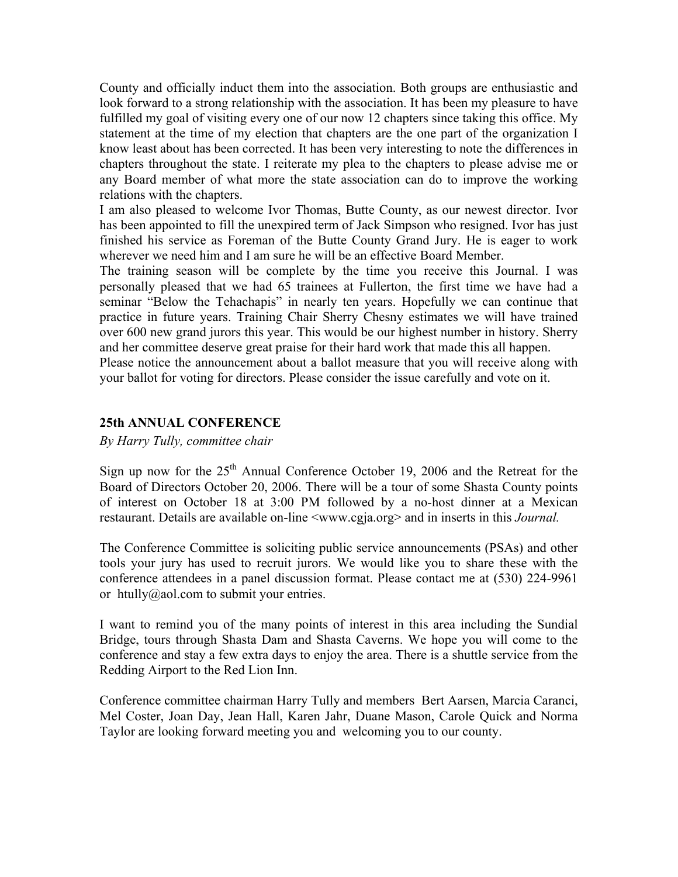County and officially induct them into the association. Both groups are enthusiastic and look forward to a strong relationship with the association. It has been my pleasure to have fulfilled my goal of visiting every one of our now 12 chapters since taking this office. My statement at the time of my election that chapters are the one part of the organization I know least about has been corrected. It has been very interesting to note the differences in chapters throughout the state. I reiterate my plea to the chapters to please advise me or any Board member of what more the state association can do to improve the working relations with the chapters.

I am also pleased to welcome Ivor Thomas, Butte County, as our newest director. Ivor has been appointed to fill the unexpired term of Jack Simpson who resigned. Ivor has just finished his service as Foreman of the Butte County Grand Jury. He is eager to work wherever we need him and I am sure he will be an effective Board Member.

The training season will be complete by the time you receive this Journal. I was personally pleased that we had 65 trainees at Fullerton, the first time we have had a seminar "Below the Tehachapis" in nearly ten years. Hopefully we can continue that practice in future years. Training Chair Sherry Chesny estimates we will have trained over 600 new grand jurors this year. This would be our highest number in history. Sherry and her committee deserve great praise for their hard work that made this all happen.

Please notice the announcement about a ballot measure that you will receive along with your ballot for voting for directors. Please consider the issue carefully and vote on it.

## 25th ANNUAL CONFERENCE

*By Harry Tully, committee chair*

Sign up now for the 25th Annual Conference October 19, 2006 and the Retreat for the Board of Directors October 20, 2006. There will be a tour of some Shasta County points of interest on October 18 at 3:00 PM followed by a no-host dinner at a Mexican restaurant. Details are available on-line <www.cgja.org> and in inserts in this *Journal.*

The Conference Committee is soliciting public service announcements (PSAs) and other tools your jury has used to recruit jurors. We would like you to share these with the conference attendees in a panel discussion format. Please contact me at (530) 224-9961 or htully@aol.com to submit your entries.

I want to remind you of the many points of interest in this area including the Sundial Bridge, tours through Shasta Dam and Shasta Caverns. We hope you will come to the conference and stay a few extra days to enjoy the area. There is a shuttle service from the Redding Airport to the Red Lion Inn.

Conference committee chairman Harry Tully and members Bert Aarsen, Marcia Caranci, Mel Coster, Joan Day, Jean Hall, Karen Jahr, Duane Mason, Carole Quick and Norma Taylor are looking forward meeting you and welcoming you to our county.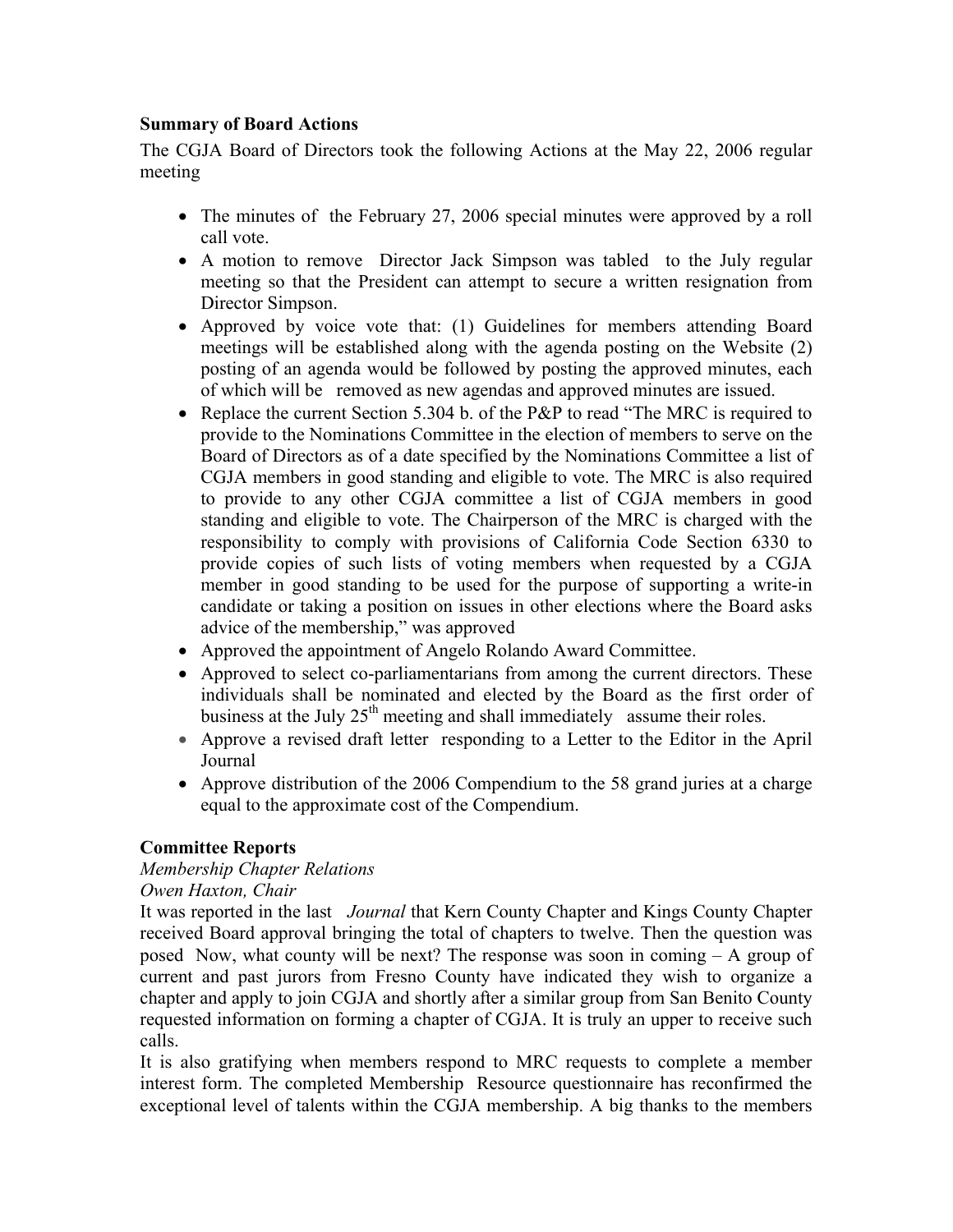**Summary of Board Actions**

The CGJA Board of Directors took the following Actions at the May 22, 2006 regular meeting

- The minutes of the February 27, 2006 special minutes were approved by a roll call vote.
- A motion to remove Director Jack Simpson was tabled to the July regular meeting so that the President can attempt to secure a written resignation from Director Simpson.
- Approved by voice vote that: (1) Guidelines for members attending Board meetings will be established along with the agenda posting on the Website (2) posting of an agenda would be followed by posting the approved minutes, each of which will be removed as new agendas and approved minutes are issued.
- Replace the current Section 5.304 b. of the P&P to read "The MRC is required to provide to the Nominations Committee in the election of members to serve on the Board of Directors as of a date specified by the Nominations Committee a list of CGJA members in good standing and eligible to vote. The MRC is also required to provide to any other CGJA committee a list of CGJA members in good standing and eligible to vote. The Chairperson of the MRC is charged with the responsibility to comply with provisions of California Code Section 6330 to provide copies of such lists of voting members when requested by a CGJA member in good standing to be used for the purpose of supporting a write-in candidate or taking a position on issues in other elections where the Board asks advice of the membership," was approved
- Approved the appointment of Angelo Rolando Award Committee.
- Approved to select co-parliamentarians from among the current directors. These individuals shall be nominated and elected by the Board as the first order of business at the July 25th meeting and shall immediately assume their roles.
- Approve a revised draft letter responding to a Letter to the Editor in the April Journal
- Approve distribution of the 2006 Compendium to the 58 grand juries at a charge equal to the approximate cost of the Compendium.

**Committee Reports**

*Membership Chapter Relations*

*Owen Haxton, Chair*

It was reported in the last *Journal* that Kern County Chapter and Kings County Chapter received Board approval bringing the total of chapters to twelve. Then the question was posed Now, what county will be next? The response was soon in coming – A group of current and past jurors from Fresno County have indicated they wish to organize a chapter and apply to join CGJA and shortly after a similar group from San Benito County requested information on forming a chapter of CGJA. It is truly an upper to receive such calls.

It is also gratifying when members respond to MRC requests to complete a member interest form. The completed Membership Resource questionnaire has reconfirmed the exceptional level of talents within the CGJA membership. A big thanks to the members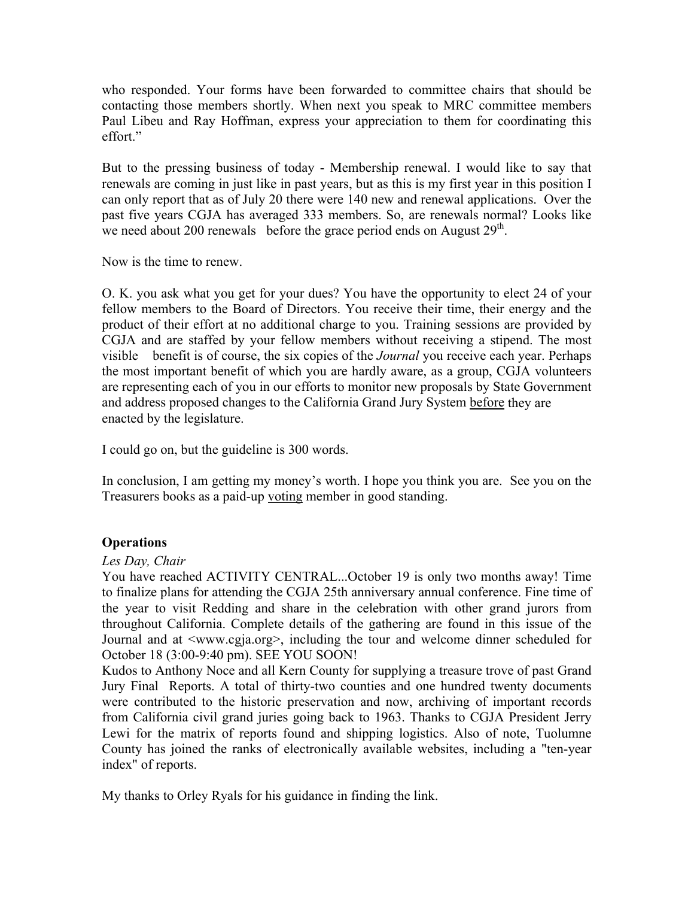who responded. Your forms have been forwarded to committee chairs that should be contacting those members shortly. When next you speak to MRC committee members Paul Libeu and Ray Hoffman, express your appreciation to them for coordinating this effort."

But to the pressing business of today - Membership renewal. I would like to say that renewals are coming in just like in past years, but as this is my first year in this position I can only report that as of July 20 there were 140 new and renewal applications. Over the past five years CGJA has averaged 333 members. So, are renewals normal? Looks like we need about 200 renewals before the grace period ends on August 29th.

Now is the time to renew.

O. K. you ask what you get for your dues? You have the opportunity to elect 24 of your fellow members to the Board of Directors. You receive their time, their energy and the product of their effort at no additional charge to you. Training sessions are provided by CGJA and are staffed by your fellow members without receiving a stipend. The most visible benefit is of course, the six copies of the *Journal* you receive each year. Perhaps the most important benefit of which you are hardly aware, as a group, CGJA volunteers are representing each of you in our efforts to monitor new proposals by State Government and address proposed changes to the California Grand Jury System before they are enacted by the legislature.

I could go on, but the guideline is 300 words.

In conclusion, I am getting my money's worth. I hope you think you are. See you on the Treasurers books as a paid-up voting member in good standing.

## Operations

*Les Day, Chair*

You have reached ACTIVITY CENTRAL...October 19 is only two months away! Time to finalize plans for attending the CGJA 25th anniversary annual conference. Fine time of the year to visit Redding and share in the celebration with other grand jurors from throughout California. Complete details of the gathering are found in this issue of the Journal and at <www.cgja.org>, including the tour and welcome dinner scheduled for October 18 (3:00-9:40 pm). SEE YOU SOON!

Kudos to Anthony Noce and all Kern County for supplying a treasure trove of past Grand Jury Final Reports. A total of thirty-two counties and one hundred twenty documents were contributed to the historic preservation and now, archiving of important records from California civil grand juries going back to 1963. Thanks to CGJA President Jerry Lewi for the matrix of reports found and shipping logistics. Also of note, Tuolumne County has joined the ranks of electronically available websites, including a "ten-year index" of reports.

My thanks to Orley Ryals for his guidance in finding the link.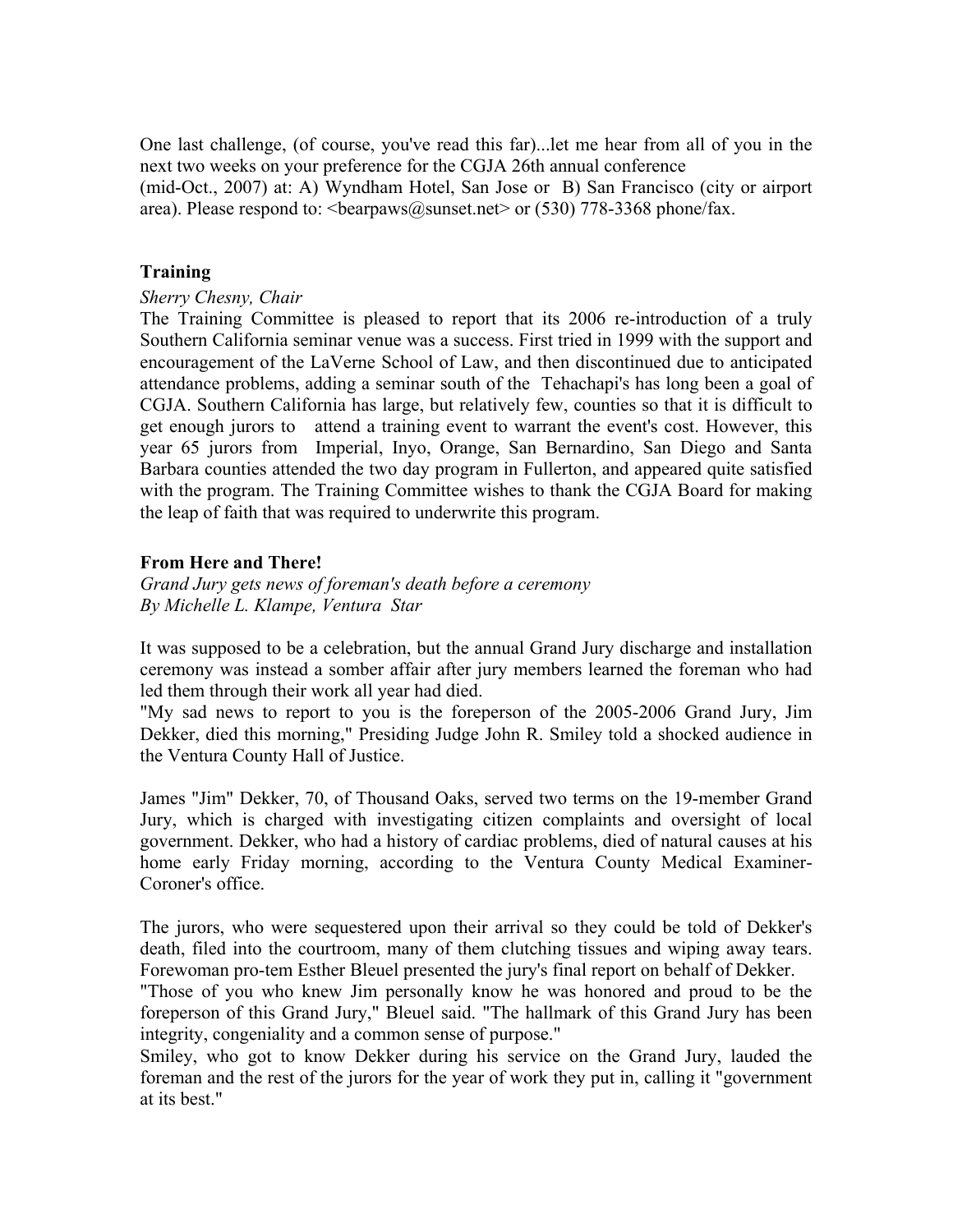One last challenge, (of course, you've read this far)...let me hear from all of you in the next two weeks on your preference for the CGJA 26th annual conference (mid-Oct., 2007) at: A) Wyndham Hotel, San Jose or B) San Francisco (city or airport area). Please respond to: <bearpaws@sunset.net> or (530) 778-3368 phone/fax.

**Training**

*Sherry Chesny, Chair*

The Training Committee is pleased to report that its 2006 re-introduction of a truly Southern California seminar venue was a success. First tried in 1999 with the support and encouragement of the LaVerne School of Law, and then discontinued due to anticipated attendance problems, adding a seminar south of the Tehachapi's has long been a goal of CGJA. Southern California has large, but relatively few, counties so that it is difficult to get enough jurors to attend a training event to warrant the event's cost. However, this year 65 jurors from Imperial, Inyo, Orange, San Bernardino, San Diego and Santa Barbara counties attended the two day program in Fullerton, and appeared quite satisfied with the program. The Training Committee wishes to thank the CGJA Board for making the leap of faith that was required to underwrite this program.

**From Here and There!**

*Grand Jury gets news of foreman's death before a ceremony*
*By Michelle L. Klampe, Ventura Star*

It was supposed to be a celebration, but the annual Grand Jury discharge and installation ceremony was instead a somber affair after jury members learned the foreman who had led them through their work all year had died.

"My sad news to report to you is the foreperson of the 2005-2006 Grand Jury, Jim Dekker, died this morning," Presiding Judge John R. Smiley told a shocked audience in the Ventura County Hall of Justice.

James "Jim" Dekker, 70, of Thousand Oaks, served two terms on the 19-member Grand Jury, which is charged with investigating citizen complaints and oversight of local government. Dekker, who had a history of cardiac problems, died of natural causes at his home early Friday morning, according to the Ventura County Medical Examiner-Coroner's office.

The jurors, who were sequestered upon their arrival so they could be told of Dekker's death, filed into the courtroom, many of them clutching tissues and wiping away tears. Forewoman pro-tem Esther Bleuel presented the jury's final report on behalf of Dekker.

"Those of you who knew Jim personally know he was honored and proud to be the foreperson of this Grand Jury," Bleuel said. "The hallmark of this Grand Jury has been integrity, congeniality and a common sense of purpose."

Smiley, who got to know Dekker during his service on the Grand Jury, lauded the foreman and the rest of the jurors for the year of work they put in, calling it "government at its best."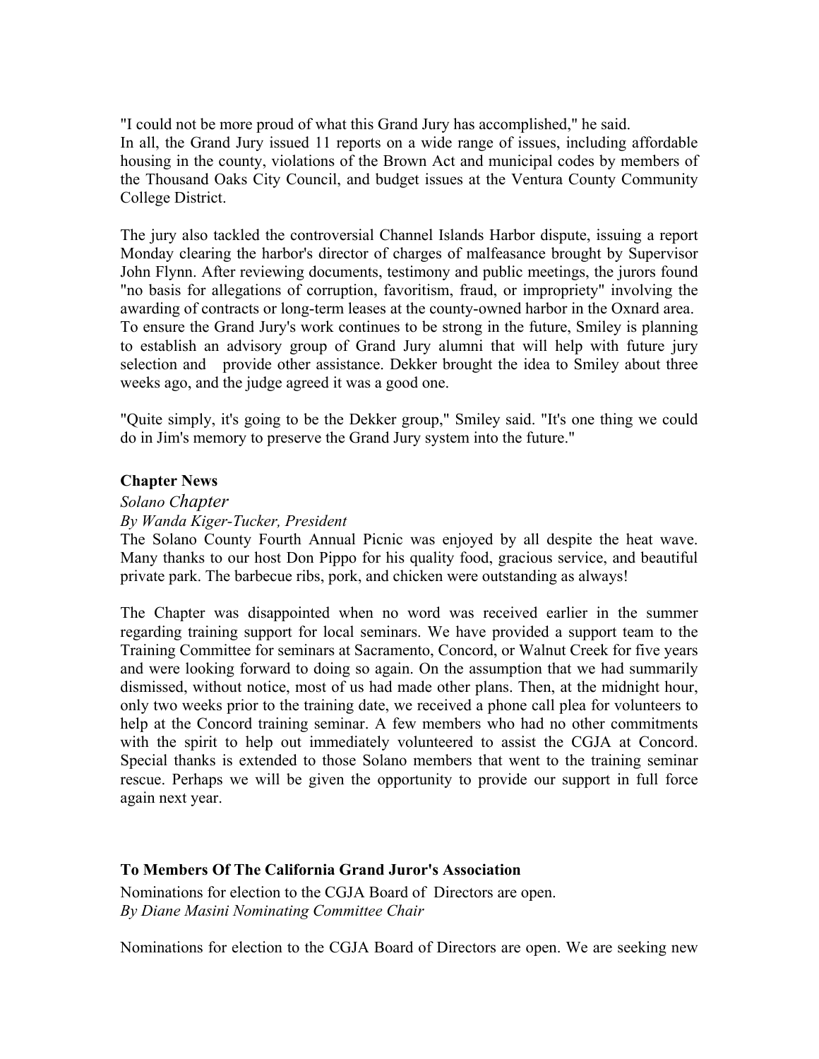"I could not be more proud of what this Grand Jury has accomplished," he said.
In all, the Grand Jury issued 11 reports on a wide range of issues, including affordable housing in the county, violations of the Brown Act and municipal codes by members of the Thousand Oaks City Council, and budget issues at the Ventura County Community College District.

The jury also tackled the controversial Channel Islands Harbor dispute, issuing a report Monday clearing the harbor's director of charges of malfeasance brought by Supervisor John Flynn. After reviewing documents, testimony and public meetings, the jurors found "no basis for allegations of corruption, favoritism, fraud, or impropriety" involving the awarding of contracts or long-term leases at the county-owned harbor in the Oxnard area.
To ensure the Grand Jury's work continues to be strong in the future, Smiley is planning to establish an advisory group of Grand Jury alumni that will help with future jury selection and provide other assistance. Dekker brought the idea to Smiley about three weeks ago, and the judge agreed it was a good one.

"Quite simply, it's going to be the Dekker group," Smiley said. "It's one thing we could do in Jim's memory to preserve the Grand Jury system into the future."

## Chapter News

### *Solano Chapter*

*By Wanda Kiger-Tucker, President*

The Solano County Fourth Annual Picnic was enjoyed by all despite the heat wave. Many thanks to our host Don Pippo for his quality food, gracious service, and beautiful private park. The barbecue ribs, pork, and chicken were outstanding as always!

The Chapter was disappointed when no word was received earlier in the summer regarding training support for local seminars. We have provided a support team to the Training Committee for seminars at Sacramento, Concord, or Walnut Creek for five years and were looking forward to doing so again. On the assumption that we had summarily dismissed, without notice, most of us had made other plans. Then, at the midnight hour, only two weeks prior to the training date, we received a phone call plea for volunteers to help at the Concord training seminar. A few members who had no other commitments with the spirit to help out immediately volunteered to assist the CGJA at Concord. Special thanks is extended to those Solano members that went to the training seminar rescue. Perhaps we will be given the opportunity to provide our support in full force again next year.

## To Members Of The California Grand Juror's Association

Nominations for election to the CGJA Board of Directors are open.
*By Diane Masini Nominating Committee Chair*

Nominations for election to the CGJA Board of Directors are open. We are seeking new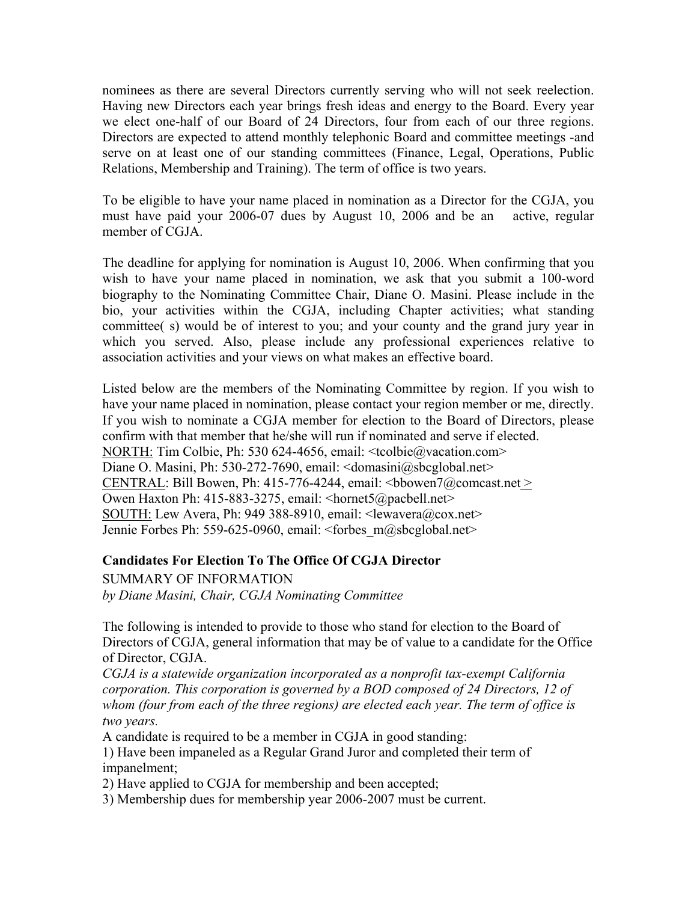nominees as there are several Directors currently serving who will not seek reelection. Having new Directors each year brings fresh ideas and energy to the Board. Every year we elect one-half of our Board of 24 Directors, four from each of our three regions. Directors are expected to attend monthly telephonic Board and committee meetings -and serve on at least one of our standing committees (Finance, Legal, Operations, Public Relations, Membership and Training). The term of office is two years.

To be eligible to have your name placed in nomination as a Director for the CGJA, you must have paid your 2006-07 dues by August 10, 2006 and be an active, regular member of CGJA.

The deadline for applying for nomination is August 10, 2006. When confirming that you wish to have your name placed in nomination, we ask that you submit a 100-word biography to the Nominating Committee Chair, Diane O. Masini. Please include in the bio, your activities within the CGJA, including Chapter activities; what standing committee( s) would be of interest to you; and your county and the grand jury year in which you served. Also, please include any professional experiences relative to association activities and your views on what makes an effective board.

Listed below are the members of the Nominating Committee by region. If you wish to have your name placed in nomination, please contact your region member or me, directly. If you wish to nominate a CGJA member for election to the Board of Directors, please confirm with that member that he/she will run if nominated and serve if elected.
NORTH: Tim Colbie, Ph: 530 624-4656, email: <tcolbie@vacation.com>
Diane O. Masini, Ph: 530-272-7690, email: <domasini@sbcglobal.net>
CENTRAL: Bill Bowen, Ph: 415-776-4244, email: <bbowen7@comcast.net >
Owen Haxton Ph: 415-883-3275, email: <hornet5@pacbell.net>
SOUTH: Lew Avera, Ph: 949 388-8910, email: <lewavera@cox.net>
Jennie Forbes Ph: 559-625-0960, email: <forbes_m@sbcglobal.net>

**Candidates For Election To The Office Of CGJA Director**

SUMMARY OF INFORMATION

*by Diane Masini, Chair, CGJA Nominating Committee*

The following is intended to provide to those who stand for election to the Board of Directors of CGJA, general information that may be of value to a candidate for the Office of Director, CGJA.

*CGJA is a statewide organization incorporated as a nonprofit tax-exempt California corporation. This corporation is governed by a BOD composed of 24 Directors, 12 of whom (four from each of the three regions) are elected each year. The term of office is two years.*

A candidate is required to be a member in CGJA in good standing:

1) Have been impaneled as a Regular Grand Juror and completed their term of impanelment;
2) Have applied to CGJA for membership and been accepted;
3) Membership dues for membership year 2006-2007 must be current.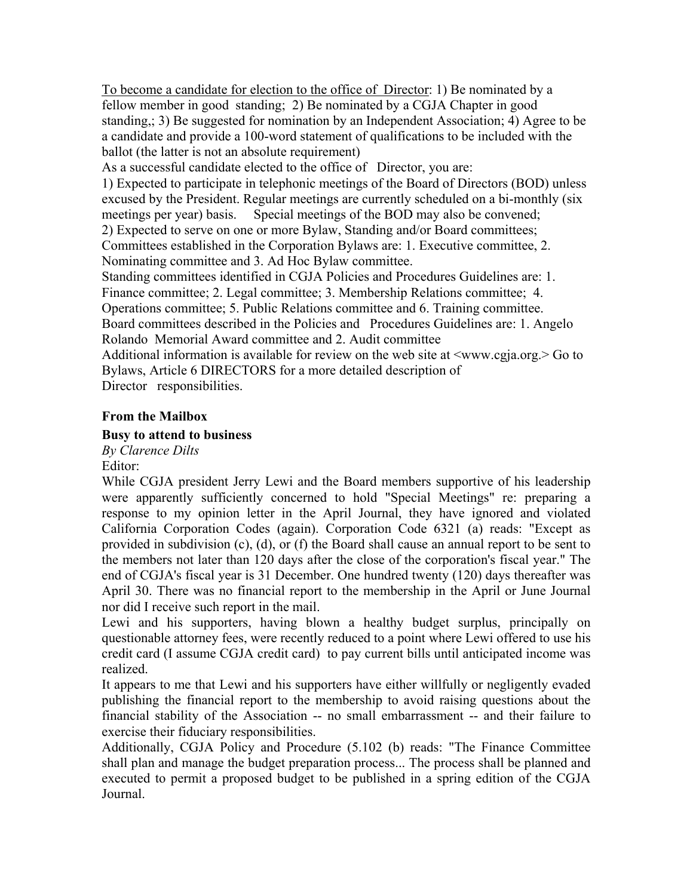<u>To become a candidate for election to the office of Director</u>: 1) Be nominated by a fellow member in good standing; 2) Be nominated by a CGJA Chapter in good standing,; 3) Be suggested for nomination by an Independent Association; 4) Agree to be a candidate and provide a 100-word statement of qualifications to be included with the ballot (the latter is not an absolute requirement)

As a successful candidate elected to the office of Director, you are:

1) Expected to participate in telephonic meetings of the Board of Directors (BOD) unless excused by the President. Regular meetings are currently scheduled on a bi-monthly (six meetings per year) basis. Special meetings of the BOD may also be convened;

2) Expected to serve on one or more Bylaw, Standing and/or Board committees; Committees established in the Corporation Bylaws are: 1. Executive committee, 2. Nominating committee and 3. Ad Hoc Bylaw committee.

Standing committees identified in CGJA Policies and Procedures Guidelines are: 1. Finance committee; 2. Legal committee; 3. Membership Relations committee; 4. Operations committee; 5. Public Relations committee and 6. Training committee.

Board committees described in the Policies and Procedures Guidelines are: 1. Angelo Rolando Memorial Award committee and 2. Audit committee

Additional information is available for review on the web site at <www.cgja.org.> Go to Bylaws, Article 6 DIRECTORS for a more detailed description of Director responsibilities.

**From the Mailbox**

**Busy to attend to business**

*By Clarence Dilts*

Editor:

While CGJA president Jerry Lewi and the Board members supportive of his leadership were apparently sufficiently concerned to hold "Special Meetings" re: preparing a response to my opinion letter in the April Journal, they have ignored and violated California Corporation Codes (again). Corporation Code 6321 (a) reads: "Except as provided in subdivision (c), (d), or (f) the Board shall cause an annual report to be sent to the members not later than 120 days after the close of the corporation's fiscal year." The end of CGJA's fiscal year is 31 December. One hundred twenty (120) days thereafter was April 30. There was no financial report to the membership in the April or June Journal nor did I receive such report in the mail.

Lewi and his supporters, having blown a healthy budget surplus, principally on questionable attorney fees, were recently reduced to a point where Lewi offered to use his credit card (I assume CGJA credit card) to pay current bills until anticipated income was realized.

It appears to me that Lewi and his supporters have either willfully or negligently evaded publishing the financial report to the membership to avoid raising questions about the financial stability of the Association -- no small embarrassment -- and their failure to exercise their fiduciary responsibilities.

Additionally, CGJA Policy and Procedure (5.102 (b) reads: "The Finance Committee shall plan and manage the budget preparation process... The process shall be planned and executed to permit a proposed budget to be published in a spring edition of the CGJA Journal.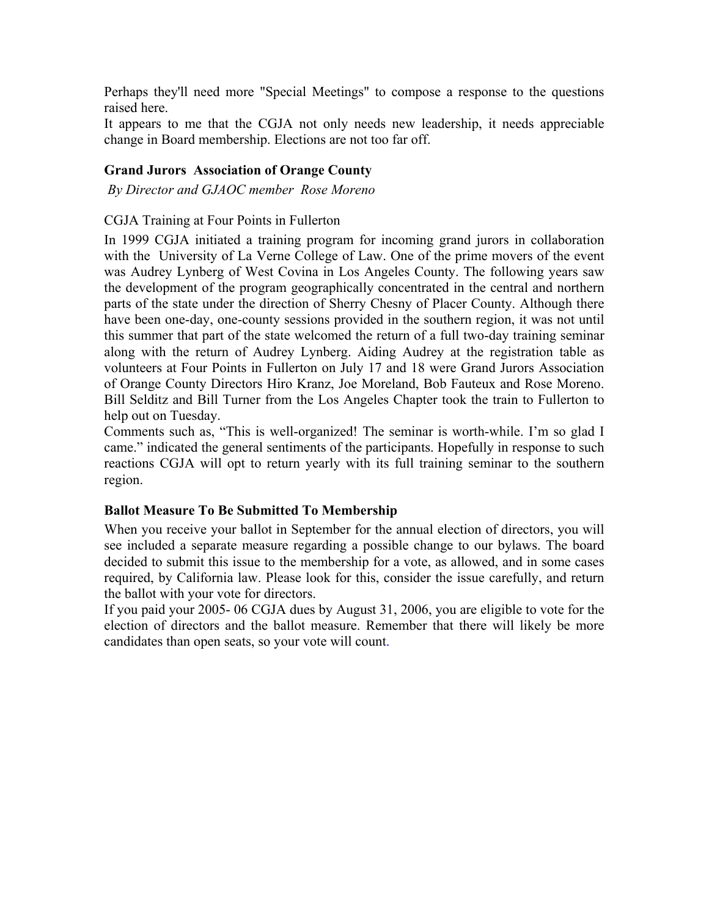Perhaps they'll need more "Special Meetings" to compose a response to the questions raised here.

It appears to me that the CGJA not only needs new leadership, it needs appreciable change in Board membership. Elections are not too far off.

### Grand Jurors Association of Orange County

*By Director and GJAOC member Rose Moreno*

CGJA Training at Four Points in Fullerton

In 1999 CGJA initiated a training program for incoming grand jurors in collaboration with the University of La Verne College of Law. One of the prime movers of the event was Audrey Lynberg of West Covina in Los Angeles County. The following years saw the development of the program geographically concentrated in the central and northern parts of the state under the direction of Sherry Chesny of Placer County. Although there have been one-day, one-county sessions provided in the southern region, it was not until this summer that part of the state welcomed the return of a full two-day training seminar along with the return of Audrey Lynberg. Aiding Audrey at the registration table as volunteers at Four Points in Fullerton on July 17 and 18 were Grand Jurors Association of Orange County Directors Hiro Kranz, Joe Moreland, Bob Fauteux and Rose Moreno. Bill Selditz and Bill Turner from the Los Angeles Chapter took the train to Fullerton to help out on Tuesday.

Comments such as, "This is well-organized! The seminar is worth-while. I'm so glad I came." indicated the general sentiments of the participants. Hopefully in response to such reactions CGJA will opt to return yearly with its full training seminar to the southern region.

### Ballot Measure To Be Submitted To Membership

When you receive your ballot in September for the annual election of directors, you will see included a separate measure regarding a possible change to our bylaws. The board decided to submit this issue to the membership for a vote, as allowed, and in some cases required, by California law. Please look for this, consider the issue carefully, and return the ballot with your vote for directors.

If you paid your 2005- 06 CGJA dues by August 31, 2006, you are eligible to vote for the election of directors and the ballot measure. Remember that there will likely be more candidates than open seats, so your vote will count.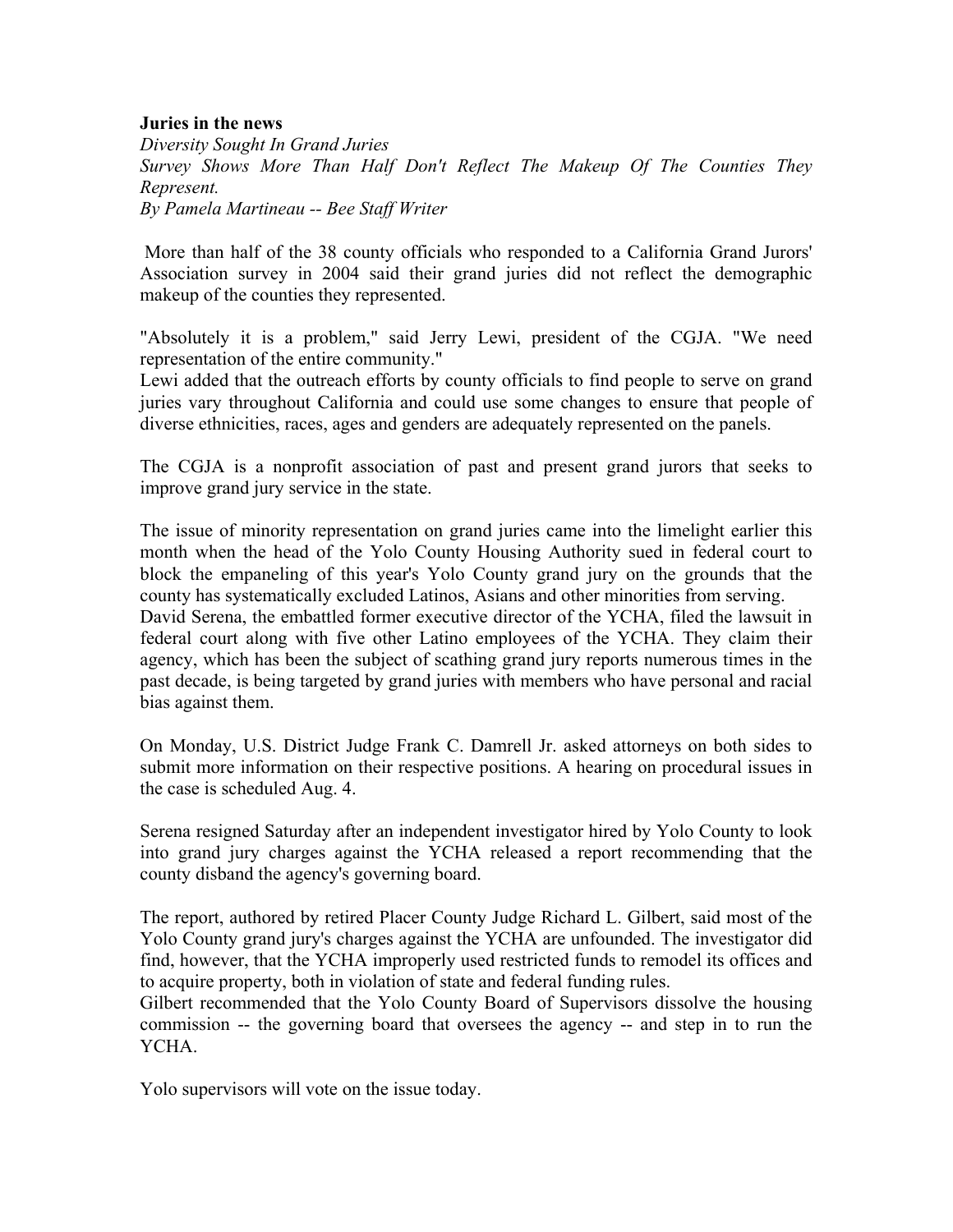**Juries in the news**

*Diversity Sought In Grand Juries*

*Survey Shows More Than Half Don't Reflect The Makeup Of The Counties They Represent.*

*By Pamela Martineau -- Bee Staff Writer*

More than half of the 38 county officials who responded to a California Grand Jurors' Association survey in 2004 said their grand juries did not reflect the demographic makeup of the counties they represented.

"Absolutely it is a problem," said Jerry Lewi, president of the CGJA. "We need representation of the entire community."

Lewi added that the outreach efforts by county officials to find people to serve on grand juries vary throughout California and could use some changes to ensure that people of diverse ethnicities, races, ages and genders are adequately represented on the panels.

The CGJA is a nonprofit association of past and present grand jurors that seeks to improve grand jury service in the state.

The issue of minority representation on grand juries came into the limelight earlier this month when the head of the Yolo County Housing Authority sued in federal court to block the empaneling of this year's Yolo County grand jury on the grounds that the county has systematically excluded Latinos, Asians and other minorities from serving.

David Serena, the embattled former executive director of the YCHA, filed the lawsuit in federal court along with five other Latino employees of the YCHA. They claim their agency, which has been the subject of scathing grand jury reports numerous times in the past decade, is being targeted by grand juries with members who have personal and racial bias against them.

On Monday, U.S. District Judge Frank C. Damrell Jr. asked attorneys on both sides to submit more information on their respective positions. A hearing on procedural issues in the case is scheduled Aug. 4.

Serena resigned Saturday after an independent investigator hired by Yolo County to look into grand jury charges against the YCHA released a report recommending that the county disband the agency's governing board.

The report, authored by retired Placer County Judge Richard L. Gilbert, said most of the Yolo County grand jury's charges against the YCHA are unfounded. The investigator did find, however, that the YCHA improperly used restricted funds to remodel its offices and to acquire property, both in violation of state and federal funding rules.

Gilbert recommended that the Yolo County Board of Supervisors dissolve the housing commission -- the governing board that oversees the agency -- and step in to run the YCHA.

Yolo supervisors will vote on the issue today.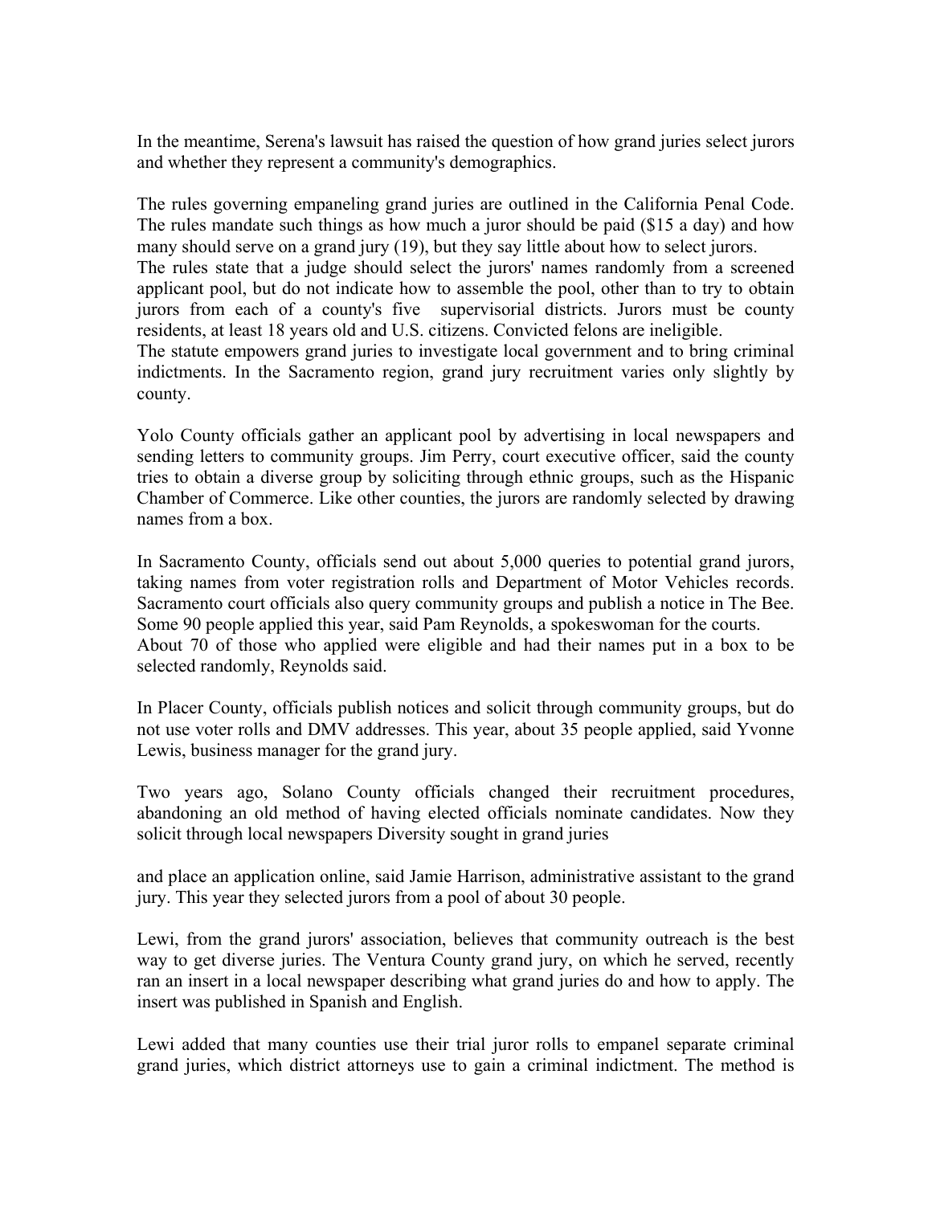In the meantime, Serena's lawsuit has raised the question of how grand juries select jurors and whether they represent a community's demographics.

The rules governing empaneling grand juries are outlined in the California Penal Code. The rules mandate such things as how much a juror should be paid ($15 a day) and how many should serve on a grand jury (19), but they say little about how to select jurors.
The rules state that a judge should select the jurors' names randomly from a screened applicant pool, but do not indicate how to assemble the pool, other than to try to obtain jurors from each of a county's five supervisorial districts. Jurors must be county residents, at least 18 years old and U.S. citizens. Convicted felons are ineligible.
The statute empowers grand juries to investigate local government and to bring criminal indictments. In the Sacramento region, grand jury recruitment varies only slightly by county.

Yolo County officials gather an applicant pool by advertising in local newspapers and sending letters to community groups. Jim Perry, court executive officer, said the county tries to obtain a diverse group by soliciting through ethnic groups, such as the Hispanic Chamber of Commerce. Like other counties, the jurors are randomly selected by drawing names from a box.

In Sacramento County, officials send out about 5,000 queries to potential grand jurors, taking names from voter registration rolls and Department of Motor Vehicles records. Sacramento court officials also query community groups and publish a notice in The Bee. Some 90 people applied this year, said Pam Reynolds, a spokeswoman for the courts.
About 70 of those who applied were eligible and had their names put in a box to be selected randomly, Reynolds said.

In Placer County, officials publish notices and solicit through community groups, but do not use voter rolls and DMV addresses. This year, about 35 people applied, said Yvonne Lewis, business manager for the grand jury.

Two years ago, Solano County officials changed their recruitment procedures, abandoning an old method of having elected officials nominate candidates. Now they solicit through local newspapers Diversity sought in grand juries

and place an application online, said Jamie Harrison, administrative assistant to the grand jury. This year they selected jurors from a pool of about 30 people.

Lewi, from the grand jurors' association, believes that community outreach is the best way to get diverse juries. The Ventura County grand jury, on which he served, recently ran an insert in a local newspaper describing what grand juries do and how to apply. The insert was published in Spanish and English.

Lewi added that many counties use their trial juror rolls to empanel separate criminal grand juries, which district attorneys use to gain a criminal indictment. The method is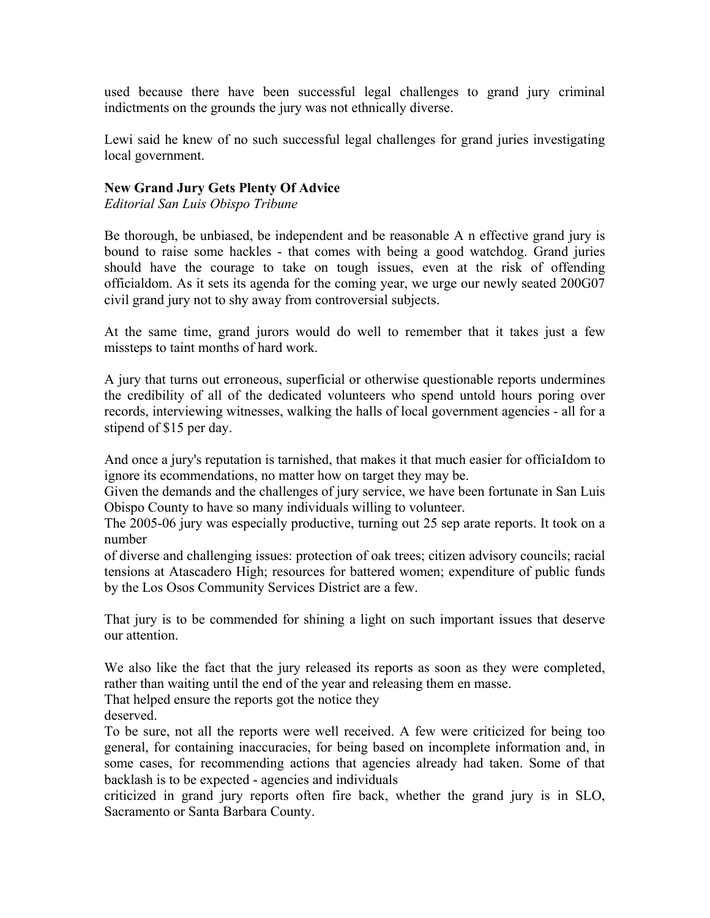used because there have been successful legal challenges to grand jury criminal indictments on the grounds the jury was not ethnically diverse.

Lewi said he knew of no such successful legal challenges for grand juries investigating local government.

**New Grand Jury Gets Plenty Of Advice**
*Editorial San Luis Obispo Tribune*

Be thorough, be unbiased, be independent and be reasonable A n effective grand jury is bound to raise some hackles - that comes with being a good watchdog. Grand juries should have the courage to take on tough issues, even at the risk of offending officialdom. As it sets its agenda for the coming year, we urge our newly seated 200G07 civil grand jury not to shy away from controversial subjects.

At the same time, grand jurors would do well to remember that it takes just a few missteps to taint months of hard work.

A jury that turns out erroneous, superficial or otherwise questionable reports undermines the credibility of all of the dedicated volunteers who spend untold hours poring over records, interviewing witnesses, walking the halls of local government agencies - all for a stipend of $15 per day.

And once a jury's reputation is tarnished, that makes it that much easier for officiaIdom to ignore its ecommendations, no matter how on target they may be.
Given the demands and the challenges of jury service, we have been fortunate in San Luis Obispo County to have so many individuals willing to volunteer.
The 2005-06 jury was especially productive, turning out 25 sep arate reports. It took on a number
of diverse and challenging issues: protection of oak trees; citizen advisory councils; racial tensions at Atascadero High; resources for battered women; expenditure of public funds by the Los Osos Community Services District are a few.

That jury is to be commended for shining a light on such important issues that deserve our attention.

We also like the fact that the jury released its reports as soon as they were completed, rather than waiting until the end of the year and releasing them en masse.
That helped ensure the reports got the notice they
deserved.
To be sure, not all the reports were well received. A few were criticized for being too general, for containing inaccuracies, for being based on incomplete information and, in some cases, for recommending actions that agencies already had taken. Some of that backlash is to be expected - agencies and individuals
criticized in grand jury reports often fire back, whether the grand jury is in SLO, Sacramento or Santa Barbara County.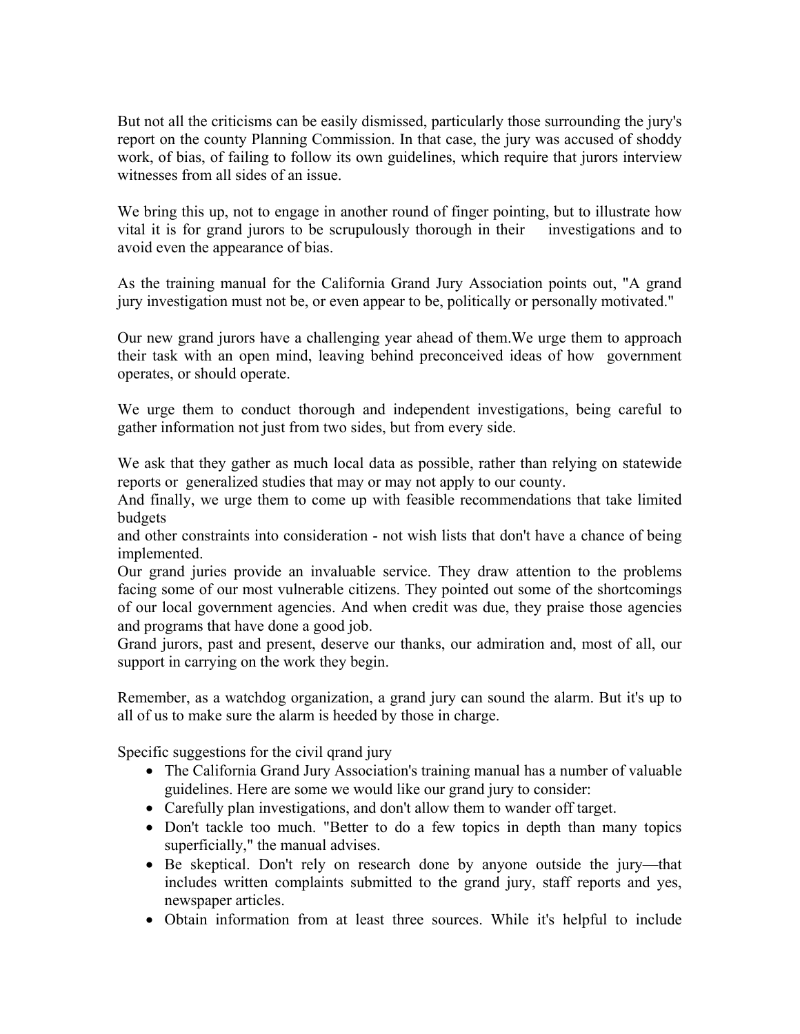But not all the criticisms can be easily dismissed, particularly those surrounding the jury's report on the county Planning Commission. In that case, the jury was accused of shoddy work, of bias, of failing to follow its own guidelines, which require that jurors interview witnesses from all sides of an issue.

We bring this up, not to engage in another round of finger pointing, but to illustrate how vital it is for grand jurors to be scrupulously thorough in their investigations and to avoid even the appearance of bias.

As the training manual for the California Grand Jury Association points out, "A grand jury investigation must not be, or even appear to be, politically or personally motivated."

Our new grand jurors have a challenging year ahead of them.We urge them to approach their task with an open mind, leaving behind preconceived ideas of how government operates, or should operate.

We urge them to conduct thorough and independent investigations, being careful to gather information not just from two sides, but from every side.

We ask that they gather as much local data as possible, rather than relying on statewide reports or generalized studies that may or may not apply to our county.

And finally, we urge them to come up with feasible recommendations that take limited budgets and other constraints into consideration - not wish lists that don't have a chance of being implemented.

Our grand juries provide an invaluable service. They draw attention to the problems facing some of our most vulnerable citizens. They pointed out some of the shortcomings of our local government agencies. And when credit was due, they praise those agencies and programs that have done a good job.

Grand jurors, past and present, deserve our thanks, our admiration and, most of all, our support in carrying on the work they begin.

Remember, as a watchdog organization, a grand jury can sound the alarm. But it's up to all of us to make sure the alarm is heeded by those in charge.

Specific suggestions for the civil qrand jury

- The California Grand Jury Association's training manual has a number of valuable guidelines. Here are some we would like our grand jury to consider:
- Carefully plan investigations, and don't allow them to wander off target.
- Don't tackle too much. "Better to do a few topics in depth than many topics superficially," the manual advises.
- Be skeptical. Don't rely on research done by anyone outside the jury—that includes written complaints submitted to the grand jury, staff reports and yes, newspaper articles.
- Obtain information from at least three sources. While it's helpful to include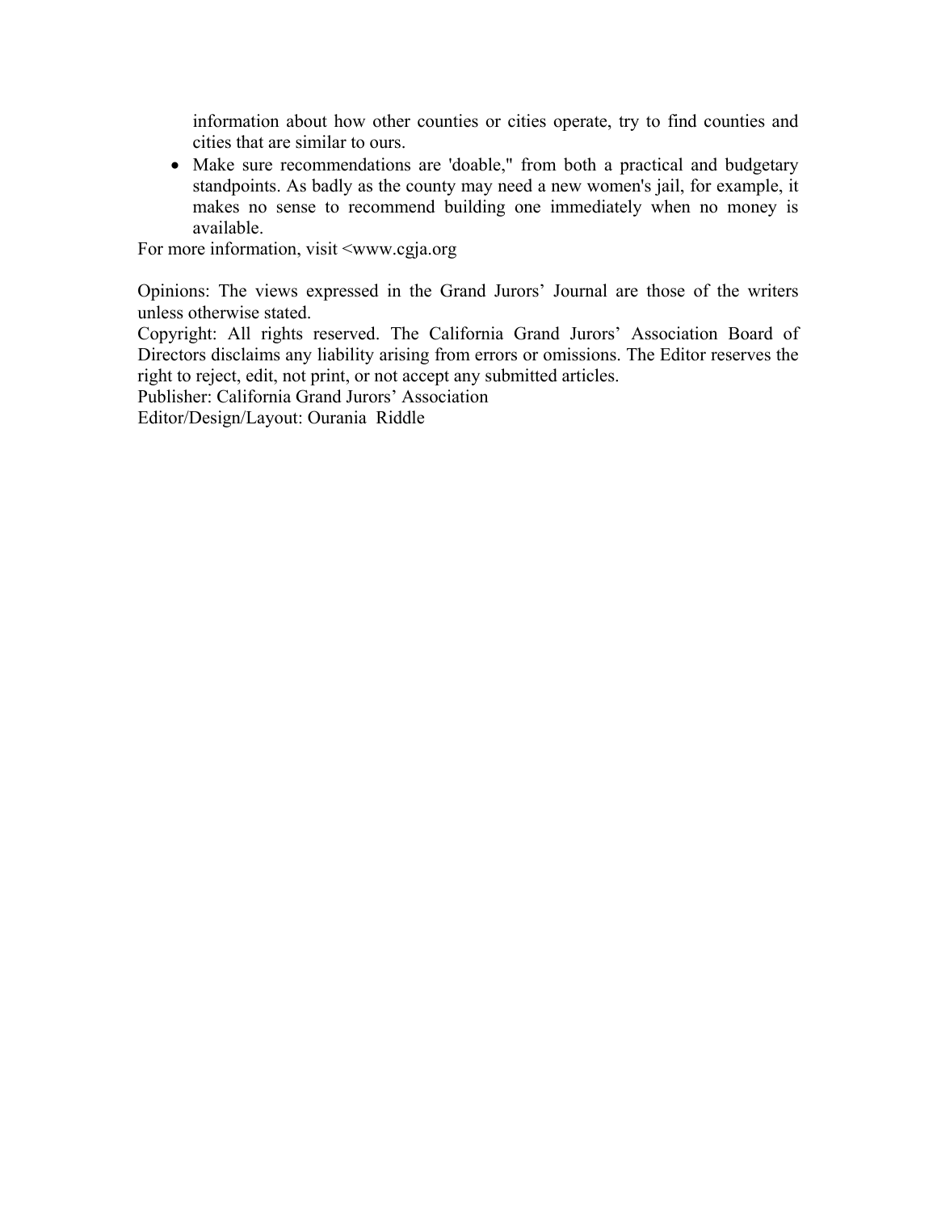information about how other counties or cities operate, try to find counties and cities that are similar to ours.

- Make sure recommendations are 'doable," from both a practical and budgetary standpoints. As badly as the county may need a new women's jail, for example, it makes no sense to recommend building one immediately when no money is available.

For more information, visit <www.cgja.org

Opinions: The views expressed in the Grand Jurors' Journal are those of the writers unless otherwise stated.

Copyright: All rights reserved. The California Grand Jurors' Association Board of Directors disclaims any liability arising from errors or omissions. The Editor reserves the right to reject, edit, not print, or not accept any submitted articles.

Publisher: California Grand Jurors' Association

Editor/Design/Layout: Ourania Riddle